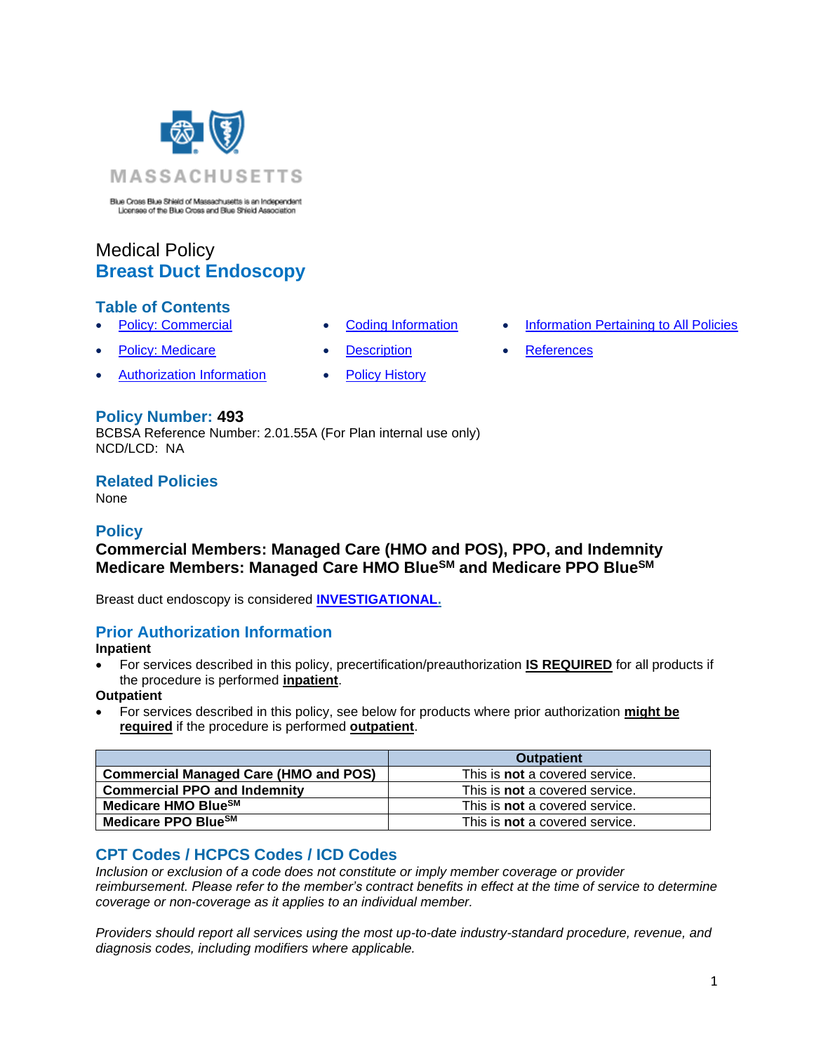MASSACHUSETTS

Blue Cross Blue Shield of Massachusetts is an Independent Licensee of the Blue Cross and Blue Shield Association

Medical Policy

# Breast Duct Endoscopy

## Table of Contents

- Policy: Commercial
- Policy: Medicare
- Authorization Information
- Coding Information
- Description
- Policy History
- Information Pertaining to All Policies
- References

## Policy Number: 493

BCBSA Reference Number: 2.01.55A (For Plan internal use only)
NCD/LCD: NA

## Related Policies

None

## Policy

**Commercial Members: Managed Care (HMO and POS), PPO, and Indemnity**
**Medicare Members: Managed Care HMO Blue℠ and Medicare PPO Blue℠**

Breast duct endoscopy is considered **INVESTIGATIONAL.**

## Prior Authorization Information

**Inpatient**

- For services described in this policy, precertification/preauthorization **IS REQUIRED** for all products if the procedure is performed **inpatient**.

**Outpatient**

- For services described in this policy, see below for products where prior authorization **might be required** if the procedure is performed **outpatient**.

| | Outpatient |
|---|---|
| **Commercial Managed Care (HMO and POS)** | This is **not** a covered service. |
| **Commercial PPO and Indemnity** | This is **not** a covered service. |
| **Medicare HMO Blue℠** | This is **not** a covered service. |
| **Medicare PPO Blue℠** | This is **not** a covered service. |

## CPT Codes / HCPCS Codes / ICD Codes

*Inclusion or exclusion of a code does not constitute or imply member coverage or provider reimbursement. Please refer to the member's contract benefits in effect at the time of service to determine coverage or non-coverage as it applies to an individual member.*

*Providers should report all services using the most up-to-date industry-standard procedure, revenue, and diagnosis codes, including modifiers where applicable.*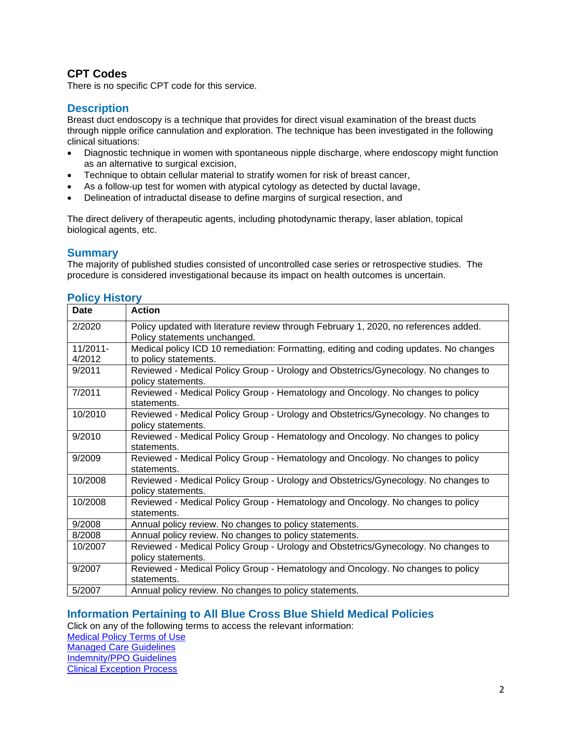## CPT Codes

There is no specific CPT code for this service.

## Description

Breast duct endoscopy is a technique that provides for direct visual examination of the breast ducts through nipple orifice cannulation and exploration. The technique has been investigated in the following clinical situations:

- Diagnostic technique in women with spontaneous nipple discharge, where endoscopy might function as an alternative to surgical excision,
- Technique to obtain cellular material to stratify women for risk of breast cancer,
- As a follow-up test for women with atypical cytology as detected by ductal lavage,
- Delineation of intraductal disease to define margins of surgical resection, and

The direct delivery of therapeutic agents, including photodynamic therapy, laser ablation, topical biological agents, etc.

## Summary

The majority of published studies consisted of uncontrolled case series or retrospective studies. The procedure is considered investigational because its impact on health outcomes is uncertain.

## Policy History

| Date | Action |
|---|---|
| 2/2020 | Policy updated with literature review through February 1, 2020, no references added. Policy statements unchanged. |
| 11/2011-4/2012 | Medical policy ICD 10 remediation: Formatting, editing and coding updates. No changes to policy statements. |
| 9/2011 | Reviewed - Medical Policy Group - Urology and Obstetrics/Gynecology. No changes to policy statements. |
| 7/2011 | Reviewed - Medical Policy Group - Hematology and Oncology. No changes to policy statements. |
| 10/2010 | Reviewed - Medical Policy Group - Urology and Obstetrics/Gynecology. No changes to policy statements. |
| 9/2010 | Reviewed - Medical Policy Group - Hematology and Oncology. No changes to policy statements. |
| 9/2009 | Reviewed - Medical Policy Group - Hematology and Oncology. No changes to policy statements. |
| 10/2008 | Reviewed - Medical Policy Group - Urology and Obstetrics/Gynecology. No changes to policy statements. |
| 10/2008 | Reviewed - Medical Policy Group - Hematology and Oncology. No changes to policy statements. |
| 9/2008 | Annual policy review. No changes to policy statements. |
| 8/2008 | Annual policy review. No changes to policy statements. |
| 10/2007 | Reviewed - Medical Policy Group - Urology and Obstetrics/Gynecology. No changes to policy statements. |
| 9/2007 | Reviewed - Medical Policy Group - Hematology and Oncology. No changes to policy statements. |
| 5/2007 | Annual policy review. No changes to policy statements. |

## Information Pertaining to All Blue Cross Blue Shield Medical Policies

Click on any of the following terms to access the relevant information:

Medical Policy Terms of Use
Managed Care Guidelines
Indemnity/PPO Guidelines
Clinical Exception Process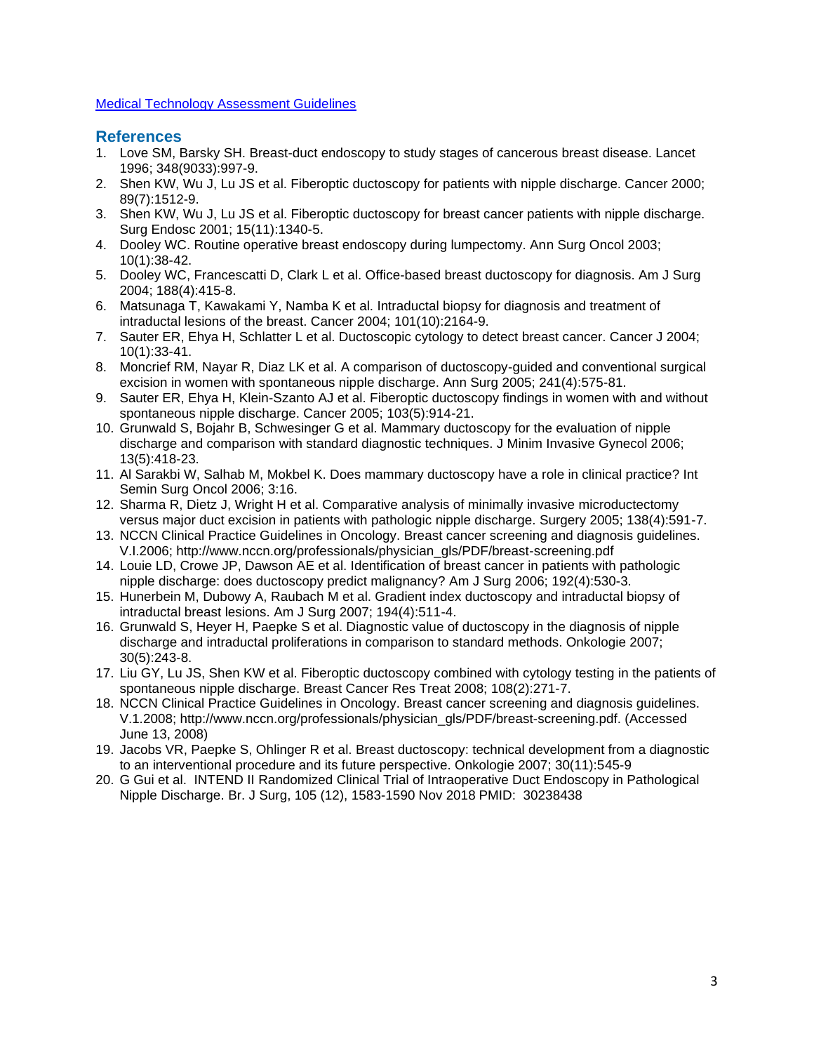[Medical Technology Assessment Guidelines]

## References

1. Love SM, Barsky SH. Breast-duct endoscopy to study stages of cancerous breast disease. Lancet 1996; 348(9033):997-9.
2. Shen KW, Wu J, Lu JS et al. Fiberoptic ductoscopy for patients with nipple discharge. Cancer 2000; 89(7):1512-9.
3. Shen KW, Wu J, Lu JS et al. Fiberoptic ductoscopy for breast cancer patients with nipple discharge. Surg Endosc 2001; 15(11):1340-5.
4. Dooley WC. Routine operative breast endoscopy during lumpectomy. Ann Surg Oncol 2003; 10(1):38-42.
5. Dooley WC, Francescatti D, Clark L et al. Office-based breast ductoscopy for diagnosis. Am J Surg 2004; 188(4):415-8.
6. Matsunaga T, Kawakami Y, Namba K et al. Intraductal biopsy for diagnosis and treatment of intraductal lesions of the breast. Cancer 2004; 101(10):2164-9.
7. Sauter ER, Ehya H, Schlatter L et al. Ductoscopic cytology to detect breast cancer. Cancer J 2004; 10(1):33-41.
8. Moncrief RM, Nayar R, Diaz LK et al. A comparison of ductoscopy-guided and conventional surgical excision in women with spontaneous nipple discharge. Ann Surg 2005; 241(4):575-81.
9. Sauter ER, Ehya H, Klein-Szanto AJ et al. Fiberoptic ductoscopy findings in women with and without spontaneous nipple discharge. Cancer 2005; 103(5):914-21.
10. Grunwald S, Bojahr B, Schwesinger G et al. Mammary ductoscopy for the evaluation of nipple discharge and comparison with standard diagnostic techniques. J Minim Invasive Gynecol 2006; 13(5):418-23.
11. Al Sarakbi W, Salhab M, Mokbel K. Does mammary ductoscopy have a role in clinical practice? Int Semin Surg Oncol 2006; 3:16.
12. Sharma R, Dietz J, Wright H et al. Comparative analysis of minimally invasive microductectomy versus major duct excision in patients with pathologic nipple discharge. Surgery 2005; 138(4):591-7.
13. NCCN Clinical Practice Guidelines in Oncology. Breast cancer screening and diagnosis guidelines. V.I.2006; http://www.nccn.org/professionals/physician_gls/PDF/breast-screening.pdf
14. Louie LD, Crowe JP, Dawson AE et al. Identification of breast cancer in patients with pathologic nipple discharge: does ductoscopy predict malignancy? Am J Surg 2006; 192(4):530-3.
15. Hunerbein M, Dubowy A, Raubach M et al. Gradient index ductoscopy and intraductal biopsy of intraductal breast lesions. Am J Surg 2007; 194(4):511-4.
16. Grunwald S, Heyer H, Paepke S et al. Diagnostic value of ductoscopy in the diagnosis of nipple discharge and intraductal proliferations in comparison to standard methods. Onkologie 2007; 30(5):243-8.
17. Liu GY, Lu JS, Shen KW et al. Fiberoptic ductoscopy combined with cytology testing in the patients of spontaneous nipple discharge. Breast Cancer Res Treat 2008; 108(2):271-7.
18. NCCN Clinical Practice Guidelines in Oncology. Breast cancer screening and diagnosis guidelines. V.1.2008; http://www.nccn.org/professionals/physician_gls/PDF/breast-screening.pdf. (Accessed June 13, 2008)
19. Jacobs VR, Paepke S, Ohlinger R et al. Breast ductoscopy: technical development from a diagnostic to an interventional procedure and its future perspective. Onkologie 2007; 30(11):545-9
20. G Gui et al. INTEND II Randomized Clinical Trial of Intraoperative Duct Endoscopy in Pathological Nipple Discharge. Br. J Surg, 105 (12), 1583-1590 Nov 2018 PMID: 30238438